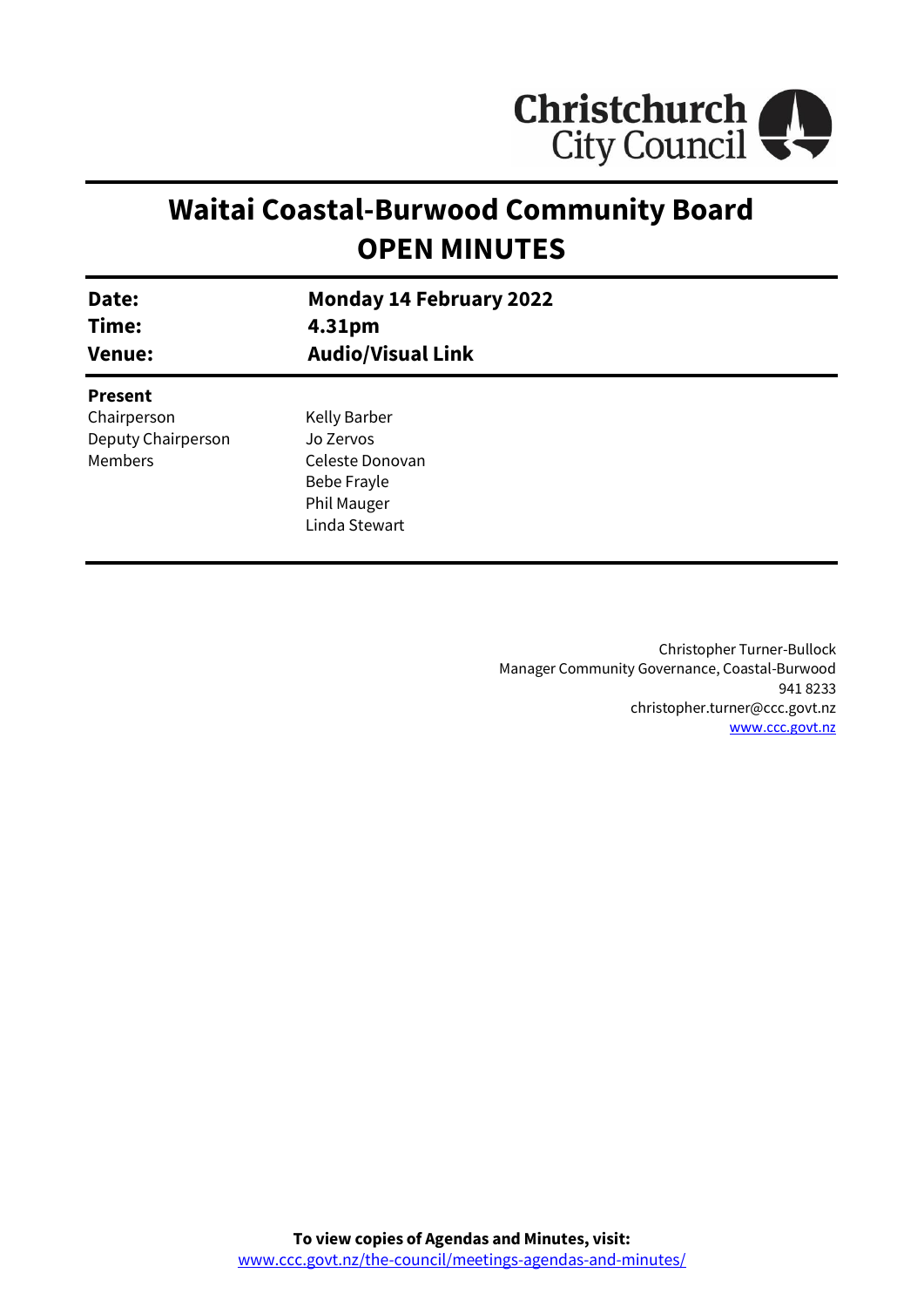Christchurch City Council

# Waitai Coastal-Burwood Community Board
# OPEN MINUTES

| | |
|---|---|
| **Date:** | **Monday 14 February 2022** |
| **Time:** | **4.31pm** |
| **Venue:** | **Audio/Visual Link** |

**Present**

| | |
|---|---|
| Chairperson | Kelly Barber |
| Deputy Chairperson | Jo Zervos |
| Members | Celeste Donovan |
| | Bebe Frayle |
| | Phil Mauger |
| | Linda Stewart |

Christopher Turner-Bullock
Manager Community Governance, Coastal-Burwood
941 8233
christopher.turner@ccc.govt.nz
www.ccc.govt.nz

**To view copies of Agendas and Minutes, visit:**
www.ccc.govt.nz/the-council/meetings-agendas-and-minutes/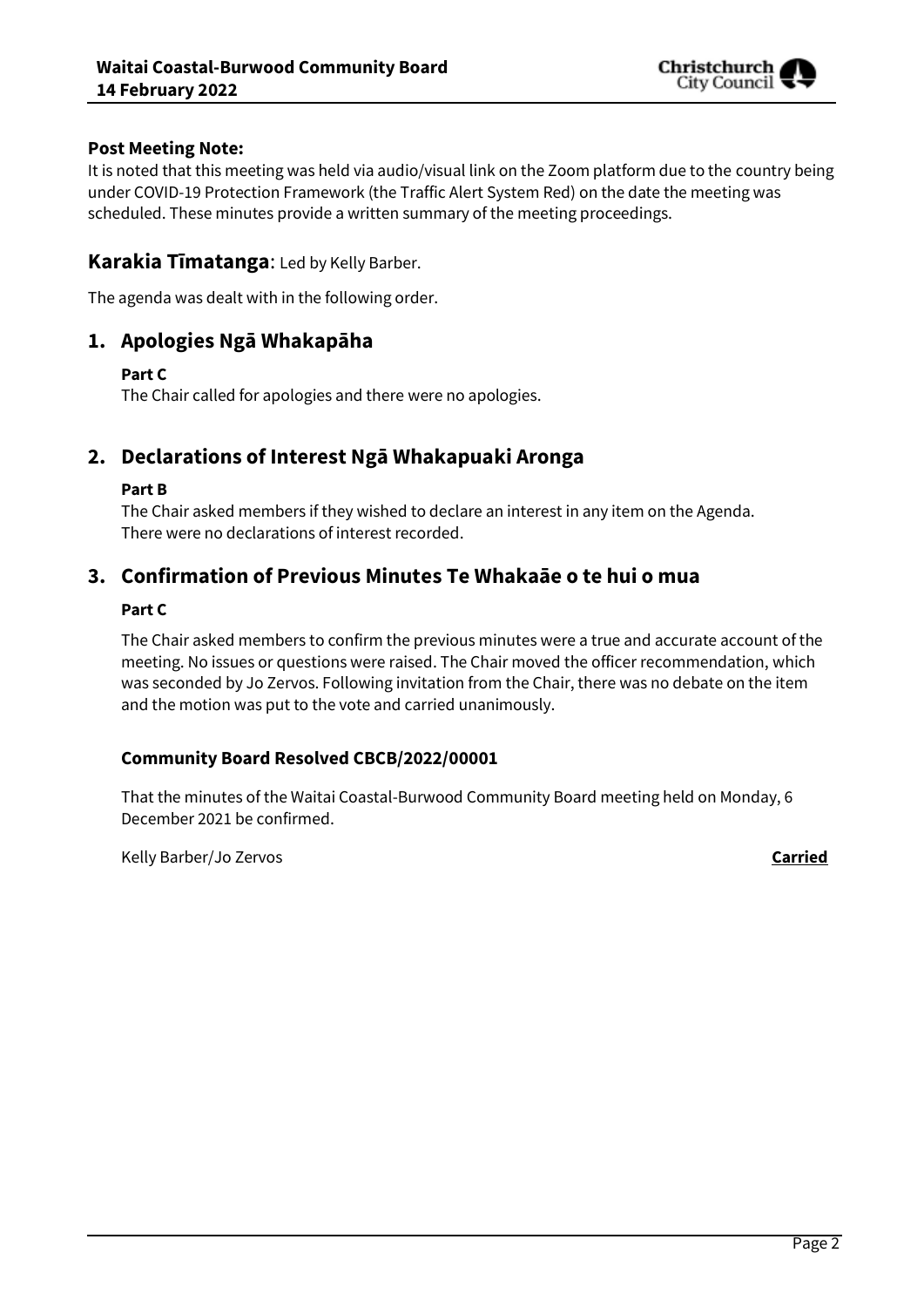**Post Meeting Note:**
It is noted that this meeting was held via audio/visual link on the Zoom platform due to the country being under COVID-19 Protection Framework (the Traffic Alert System Red) on the date the meeting was scheduled. These minutes provide a written summary of the meeting proceedings.

## Karakia Tīmatanga: Led by Kelly Barber.

The agenda was dealt with in the following order.

## 1. Apologies Ngā Whakapāha

**Part C**
The Chair called for apologies and there were no apologies.

## 2. Declarations of Interest Ngā Whakapuaki Aronga

**Part B**
The Chair asked members if they wished to declare an interest in any item on the Agenda. There were no declarations of interest recorded.

## 3. Confirmation of Previous Minutes Te Whakaāe o te hui o mua

**Part C**

The Chair asked members to confirm the previous minutes were a true and accurate account of the meeting. No issues or questions were raised. The Chair moved the officer recommendation, which was seconded by Jo Zervos. Following invitation from the Chair, there was no debate on the item and the motion was put to the vote and carried unanimously.

### Community Board Resolved CBCB/2022/00001

That the minutes of the Waitai Coastal-Burwood Community Board meeting held on Monday, 6 December 2021 be confirmed.

Kelly Barber/Jo Zervos **Carried**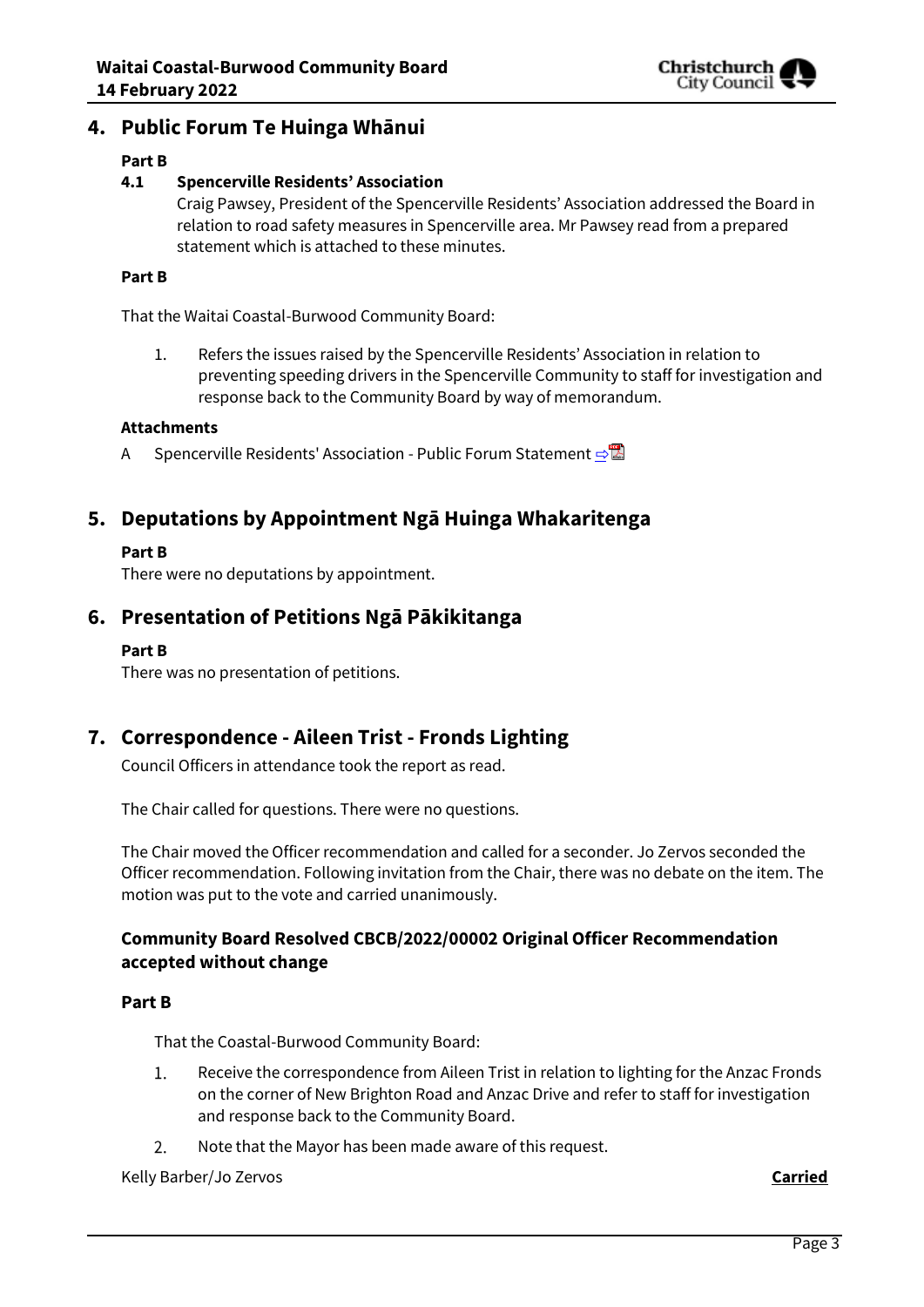## 4. Public Forum Te Huinga Whānui

**Part B**

**4.1 Spencerville Residents' Association**

Craig Pawsey, President of the Spencerville Residents' Association addressed the Board in relation to road safety measures in Spencerville area. Mr Pawsey read from a prepared statement which is attached to these minutes.

**Part B**

That the Waitai Coastal-Burwood Community Board:

1. Refers the issues raised by the Spencerville Residents' Association in relation to preventing speeding drivers in the Spencerville Community to staff for investigation and response back to the Community Board by way of memorandum.

**Attachments**

A Spencerville Residents' Association - Public Forum Statement

## 5. Deputations by Appointment Ngā Huinga Whakaritenga

**Part B**

There were no deputations by appointment.

## 6. Presentation of Petitions Ngā Pākikitanga

**Part B**

There was no presentation of petitions.

## 7. Correspondence - Aileen Trist - Fronds Lighting

Council Officers in attendance took the report as read.

The Chair called for questions. There were no questions.

The Chair moved the Officer recommendation and called for a seconder. Jo Zervos seconded the Officer recommendation. Following invitation from the Chair, there was no debate on the item. The motion was put to the vote and carried unanimously.

### Community Board Resolved CBCB/2022/00002 Original Officer Recommendation accepted without change

**Part B**

That the Coastal-Burwood Community Board:

1. Receive the correspondence from Aileen Trist in relation to lighting for the Anzac Fronds on the corner of New Brighton Road and Anzac Drive and refer to staff for investigation and response back to the Community Board.
2. Note that the Mayor has been made aware of this request.

Kelly Barber/Jo Zervos **Carried**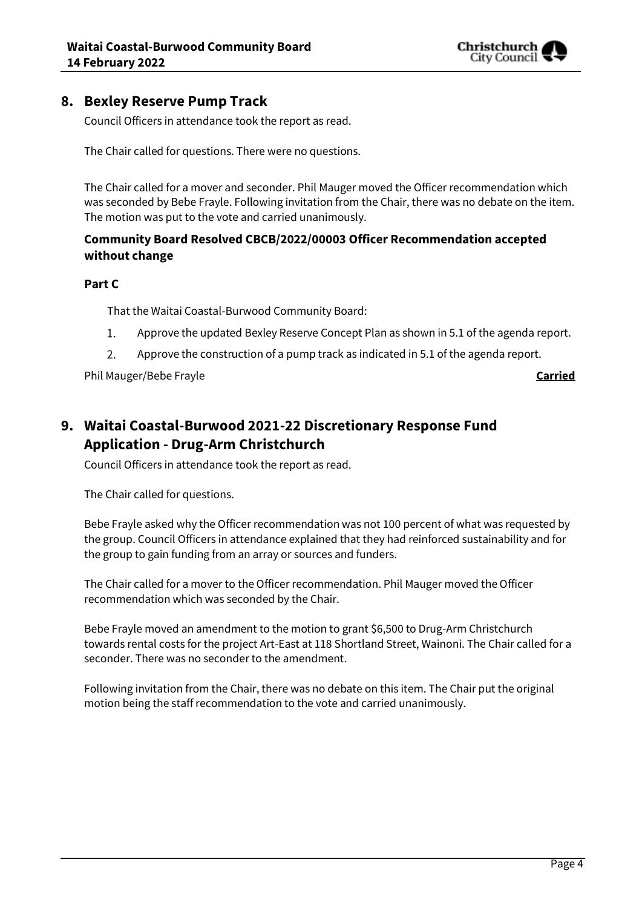## 8. Bexley Reserve Pump Track

Council Officers in attendance took the report as read.

The Chair called for questions. There were no questions.

The Chair called for a mover and seconder. Phil Mauger moved the Officer recommendation which was seconded by Bebe Frayle. Following invitation from the Chair, there was no debate on the item. The motion was put to the vote and carried unanimously.

### Community Board Resolved CBCB/2022/00003 Officer Recommendation accepted without change

#### Part C

That the Waitai Coastal-Burwood Community Board:

1. Approve the updated Bexley Reserve Concept Plan as shown in 5.1 of the agenda report.
2. Approve the construction of a pump track as indicated in 5.1 of the agenda report.

Phil Mauger/Bebe Frayle **Carried**

## 9. Waitai Coastal-Burwood 2021-22 Discretionary Response Fund Application - Drug-Arm Christchurch

Council Officers in attendance took the report as read.

The Chair called for questions.

Bebe Frayle asked why the Officer recommendation was not 100 percent of what was requested by the group. Council Officers in attendance explained that they had reinforced sustainability and for the group to gain funding from an array or sources and funders.

The Chair called for a mover to the Officer recommendation. Phil Mauger moved the Officer recommendation which was seconded by the Chair.

Bebe Frayle moved an amendment to the motion to grant $6,500 to Drug-Arm Christchurch towards rental costs for the project Art-East at 118 Shortland Street, Wainoni. The Chair called for a seconder. There was no seconder to the amendment.

Following invitation from the Chair, there was no debate on this item. The Chair put the original motion being the staff recommendation to the vote and carried unanimously.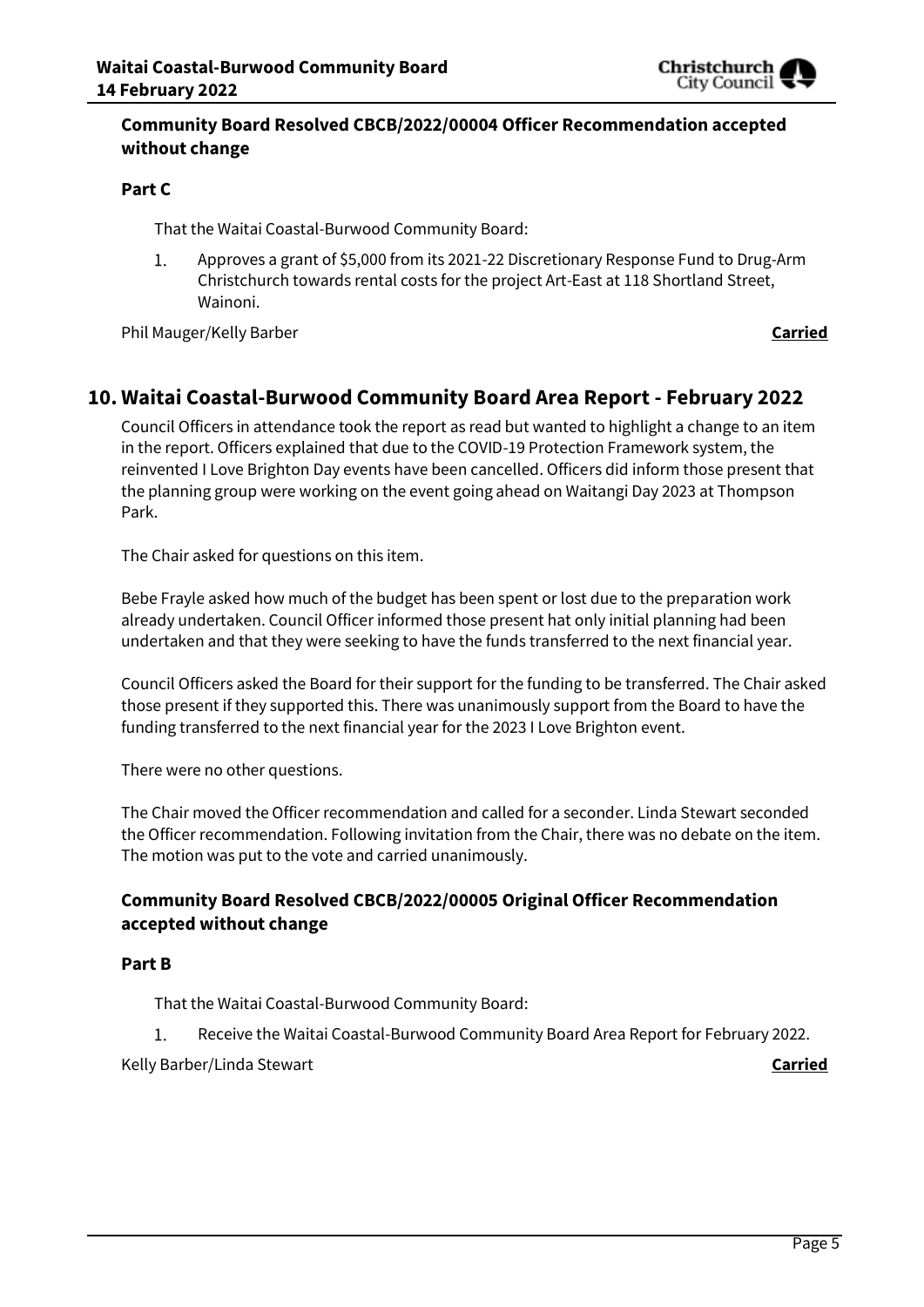**Community Board Resolved CBCB/2022/00004 Officer Recommendation accepted without change**

**Part C**

That the Waitai Coastal-Burwood Community Board:

1. Approves a grant of $5,000 from its 2021-22 Discretionary Response Fund to Drug-Arm Christchurch towards rental costs for the project Art-East at 118 Shortland Street, Wainoni.

Phil Mauger/Kelly Barber **Carried**

## 10. Waitai Coastal-Burwood Community Board Area Report - February 2022

Council Officers in attendance took the report as read but wanted to highlight a change to an item in the report. Officers explained that due to the COVID-19 Protection Framework system, the reinvented I Love Brighton Day events have been cancelled. Officers did inform those present that the planning group were working on the event going ahead on Waitangi Day 2023 at Thompson Park.

The Chair asked for questions on this item.

Bebe Frayle asked how much of the budget has been spent or lost due to the preparation work already undertaken. Council Officer informed those present hat only initial planning had been undertaken and that they were seeking to have the funds transferred to the next financial year.

Council Officers asked the Board for their support for the funding to be transferred. The Chair asked those present if they supported this. There was unanimously support from the Board to have the funding transferred to the next financial year for the 2023 I Love Brighton event.

There were no other questions.

The Chair moved the Officer recommendation and called for a seconder. Linda Stewart seconded the Officer recommendation. Following invitation from the Chair, there was no debate on the item. The motion was put to the vote and carried unanimously.

**Community Board Resolved CBCB/2022/00005 Original Officer Recommendation accepted without change**

**Part B**

That the Waitai Coastal-Burwood Community Board:

1. Receive the Waitai Coastal-Burwood Community Board Area Report for February 2022.

Kelly Barber/Linda Stewart **Carried**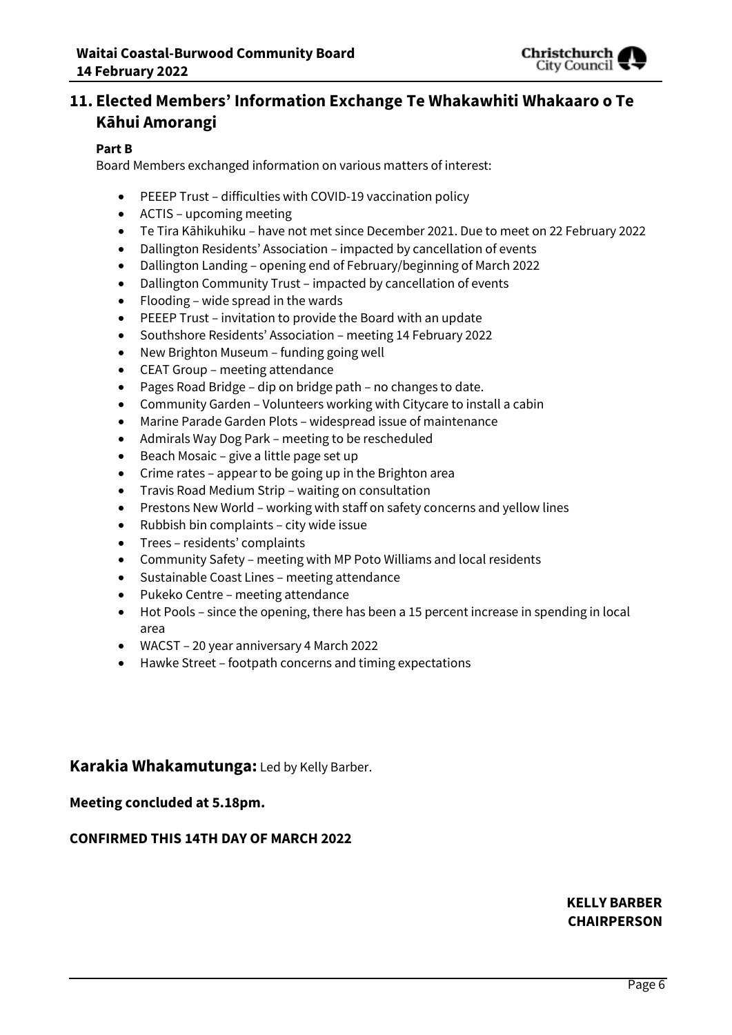## 11. Elected Members' Information Exchange Te Whakawhiti Whakaaro o Te Kāhui Amorangi

**Part B**

Board Members exchanged information on various matters of interest:

- PEEEP Trust – difficulties with COVID-19 vaccination policy
- ACTIS – upcoming meeting
- Te Tira Kāhikuhiku – have not met since December 2021. Due to meet on 22 February 2022
- Dallington Residents' Association – impacted by cancellation of events
- Dallington Landing – opening end of February/beginning of March 2022
- Dallington Community Trust – impacted by cancellation of events
- Flooding – wide spread in the wards
- PEEEP Trust – invitation to provide the Board with an update
- Southshore Residents' Association – meeting 14 February 2022
- New Brighton Museum – funding going well
- CEAT Group – meeting attendance
- Pages Road Bridge – dip on bridge path – no changes to date.
- Community Garden – Volunteers working with Citycare to install a cabin
- Marine Parade Garden Plots – widespread issue of maintenance
- Admirals Way Dog Park – meeting to be rescheduled
- Beach Mosaic – give a little page set up
- Crime rates – appear to be going up in the Brighton area
- Travis Road Medium Strip – waiting on consultation
- Prestons New World – working with staff on safety concerns and yellow lines
- Rubbish bin complaints – city wide issue
- Trees – residents' complaints
- Community Safety – meeting with MP Poto Williams and local residents
- Sustainable Coast Lines – meeting attendance
- Pukeko Centre – meeting attendance
- Hot Pools – since the opening, there has been a 15 percent increase in spending in local area
- WACST – 20 year anniversary 4 March 2022
- Hawke Street – footpath concerns and timing expectations

**Karakia Whakamutunga:** Led by Kelly Barber.

**Meeting concluded at 5.18pm.**

**CONFIRMED THIS 14TH DAY OF MARCH 2022**

**KELLY BARBER**
**CHAIRPERSON**